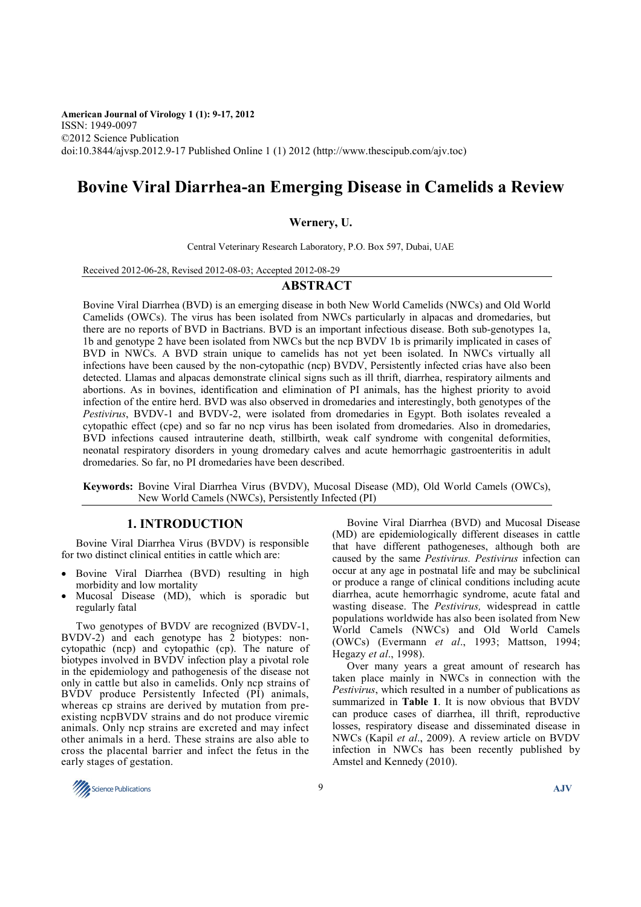American Journal of Virology 1 (1): 9-17, 2012
ISSN: 1949-0097
©2012 Science Publication
doi:10.3844/ajvsp.2012.9-17 Published Online 1 (1) 2012 (http://www.thescipub.com/ajv.toc)

# Bovine Viral Diarrhea-an Emerging Disease in Camelids a Review

**Wernery, U.**

Central Veterinary Research Laboratory, P.O. Box 597, Dubai, UAE

Received 2012-06-28, Revised 2012-08-03; Accepted 2012-08-29

## ABSTRACT

Bovine Viral Diarrhea (BVD) is an emerging disease in both New World Camelids (NWCs) and Old World Camelids (OWCs). The virus has been isolated from NWCs particularly in alpacas and dromedaries, but there are no reports of BVD in Bactrians. BVD is an important infectious disease. Both sub-genotypes 1a, 1b and genotype 2 have been isolated from NWCs but the ncp BVDV 1b is primarily implicated in cases of BVD in NWCs. A BVD strain unique to camelids has not yet been isolated. In NWCs virtually all infections have been caused by the non-cytopathic (ncp) BVDV, Persistently infected crias have also been detected. Llamas and alpacas demonstrate clinical signs such as ill thrift, diarrhea, respiratory ailments and abortions. As in bovines, identification and elimination of PI animals, has the highest priority to avoid infection of the entire herd. BVD was also observed in dromedaries and interestingly, both genotypes of the *Pestivirus*, BVDV-1 and BVDV-2, were isolated from dromedaries in Egypt. Both isolates revealed a cytopathic effect (cpe) and so far no ncp virus has been isolated from dromedaries. Also in dromedaries, BVD infections caused intrauterine death, stillbirth, weak calf syndrome with congenital deformities, neonatal respiratory disorders in young dromedary calves and acute hemorrhagic gastroenteritis in adult dromedaries. So far, no PI dromedaries have been described.

**Keywords:** Bovine Viral Diarrhea Virus (BVDV), Mucosal Disease (MD), Old World Camels (OWCs), New World Camels (NWCs), Persistently Infected (PI)

## 1. INTRODUCTION

Bovine Viral Diarrhea Virus (BVDV) is responsible for two distinct clinical entities in cattle which are:

- Bovine Viral Diarrhea (BVD) resulting in high morbidity and low mortality
- Mucosal Disease (MD), which is sporadic but regularly fatal

Two genotypes of BVDV are recognized (BVDV-1, BVDV-2) and each genotype has 2 biotypes: non-cytopathic (ncp) and cytopathic (cp). The nature of biotypes involved in BVDV infection play a pivotal role in the epidemiology and pathogenesis of the disease not only in cattle but also in camelids. Only ncp strains of BVDV produce Persistently Infected (PI) animals, whereas cp strains are derived by mutation from pre-existing ncpBVDV strains and do not produce viremic animals. Only ncp strains are excreted and may infect other animals in a herd. These strains are also able to cross the placental barrier and infect the fetus in the early stages of gestation.

Bovine Viral Diarrhea (BVD) and Mucosal Disease (MD) are epidemiologically different diseases in cattle that have different pathogeneses, although both are caused by the same *Pestivirus. Pestivirus* infection can occur at any age in postnatal life and may be subclinical or produce a range of clinical conditions including acute diarrhea, acute hemorrhagic syndrome, acute fatal and wasting disease. The *Pestivirus,* widespread in cattle populations worldwide has also been isolated from New World Camels (NWCs) and Old World Camels (OWCs) (Evermann *et al*., 1993; Mattson, 1994; Hegazy *et al*., 1998).

Over many years a great amount of research has taken place mainly in NWCs in connection with the *Pestivirus*, which resulted in a number of publications as summarized in **Table 1**. It is now obvious that BVDV can produce cases of diarrhea, ill thrift, reproductive losses, respiratory disease and disseminated disease in NWCs (Kapil *et al*., 2009). A review article on BVDV infection in NWCs has been recently published by Amstel and Kennedy (2010).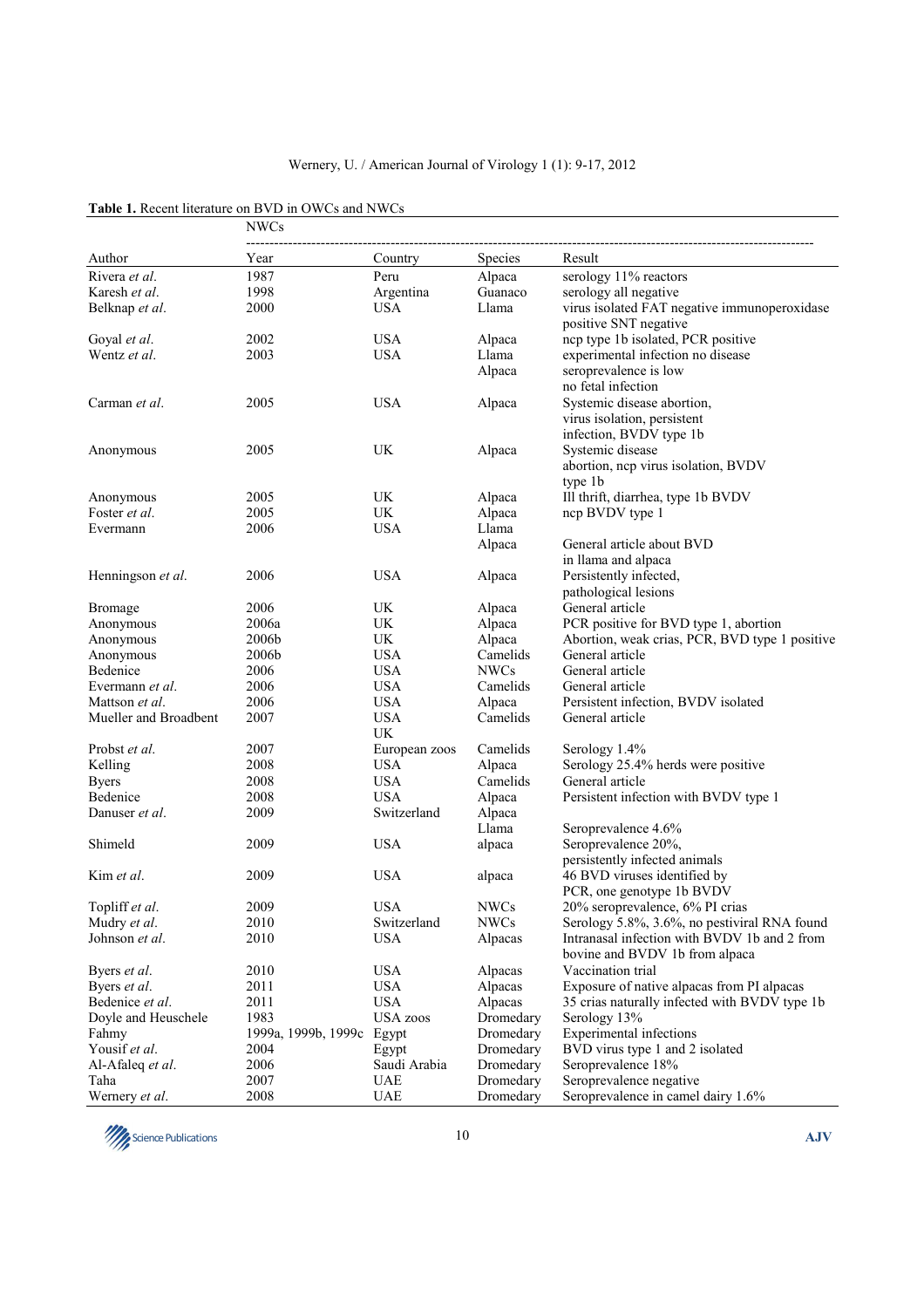**Table 1.** Recent literature on BVD in OWCs and NWCs

| | NWCs | | | |
|---|---|---|---|---|
| Author | Year | Country | Species | Result |
| Rivera *et al.* | 1987 | Peru | Alpaca | serology 11% reactors |
| Karesh *et al.* | 1998 | Argentina | Guanaco | serology all negative |
| Belknap *et al.* | 2000 | USA | Llama | virus isolated FAT negative immunoperoxidase positive SNT negative |
| Goyal *et al.* | 2002 | USA | Alpaca | ncp type 1b isolated, PCR positive |
| Wentz *et al.* | 2003 | USA | Llama Alpaca | experimental infection no disease seroprevalence is low no fetal infection |
| Carman *et al.* | 2005 | USA | Alpaca | Systemic disease abortion, virus isolation, persistent infection, BVDV type 1b |
| Anonymous | 2005 | UK | Alpaca | Systemic disease abortion, ncp virus isolation, BVDV type 1b |
| Anonymous | 2005 | UK | Alpaca | Ill thrift, diarrhea, type 1b BVDV |
| Foster *et al.* | 2005 | UK | Alpaca | ncp BVDV type 1 |
| Evermann | 2006 | USA | Llama Alpaca | General article about BVD in llama and alpaca |
| Henningson *et al.* | 2006 | USA | Alpaca | Persistently infected, pathological lesions |
| Bromage | 2006 | UK | Alpaca | General article |
| Anonymous | 2006a | UK | Alpaca | PCR positive for BVD type 1, abortion |
| Anonymous | 2006b | UK | Alpaca | Abortion, weak crias, PCR, BVD type 1 positive |
| Anonymous | 2006b | USA | Camelids | General article |
| Bedenice | 2006 | USA | NWCs | General article |
| Evermann *et al.* | 2006 | USA | Camelids | General article |
| Mattson *et al.* | 2006 | USA | Alpaca | Persistent infection, BVDV isolated |
| Mueller and Broadbent | 2007 | USA UK | Camelids | General article |
| Probst *et al.* | 2007 | European zoos | Camelids | Serology 1.4% |
| Kelling | 2008 | USA | Alpaca | Serology 25.4% herds were positive |
| Byers | 2008 | USA | Camelids | General article |
| Bedenice | 2008 | USA | Alpaca | Persistent infection with BVDV type 1 |
| Danuser *et al.* | 2009 | Switzerland | Alpaca Llama | Seroprevalence 4.6% |
| Shimeld | 2009 | USA | alpaca | Seroprevalence 20%, persistently infected animals |
| Kim *et al.* | 2009 | USA | alpaca | 46 BVD viruses identified by PCR, one genotype 1b BVDV |
| Topliff *et al.* | 2009 | USA | NWCs | 20% seroprevalence, 6% PI crias |
| Mudry *et al.* | 2010 | Switzerland | NWCs | Serology 5.8%, 3.6%, no pestiviral RNA found |
| Johnson *et al.* | 2010 | USA | Alpacas | Intranasal infection with BVDV 1b and 2 from bovine and BVDV 1b from alpaca |
| Byers *et al.* | 2010 | USA | Alpacas | Vaccination trial |
| Byers *et al.* | 2011 | USA | Alpacas | Exposure of native alpacas from PI alpacas |
| Bedenice *et al.* | 2011 | USA | Alpacas | 35 crias naturally infected with BVDV type 1b |
| Doyle and Heuschele | 1983 | USA zoos | Dromedary | Serology 13% |
| Fahmy | 1999a, 1999b, 1999c | Egypt | Dromedary | Experimental infections |
| Yousif *et al.* | 2004 | Egypt | Dromedary | BVD virus type 1 and 2 isolated |
| Al-Afaleq *et al.* | 2006 | Saudi Arabia | Dromedary | Seroprevalence 18% |
| Taha | 2007 | UAE | Dromedary | Seroprevalence negative |
| Wernery *et al.* | 2008 | UAE | Dromedary | Seroprevalence in camel dairy 1.6% |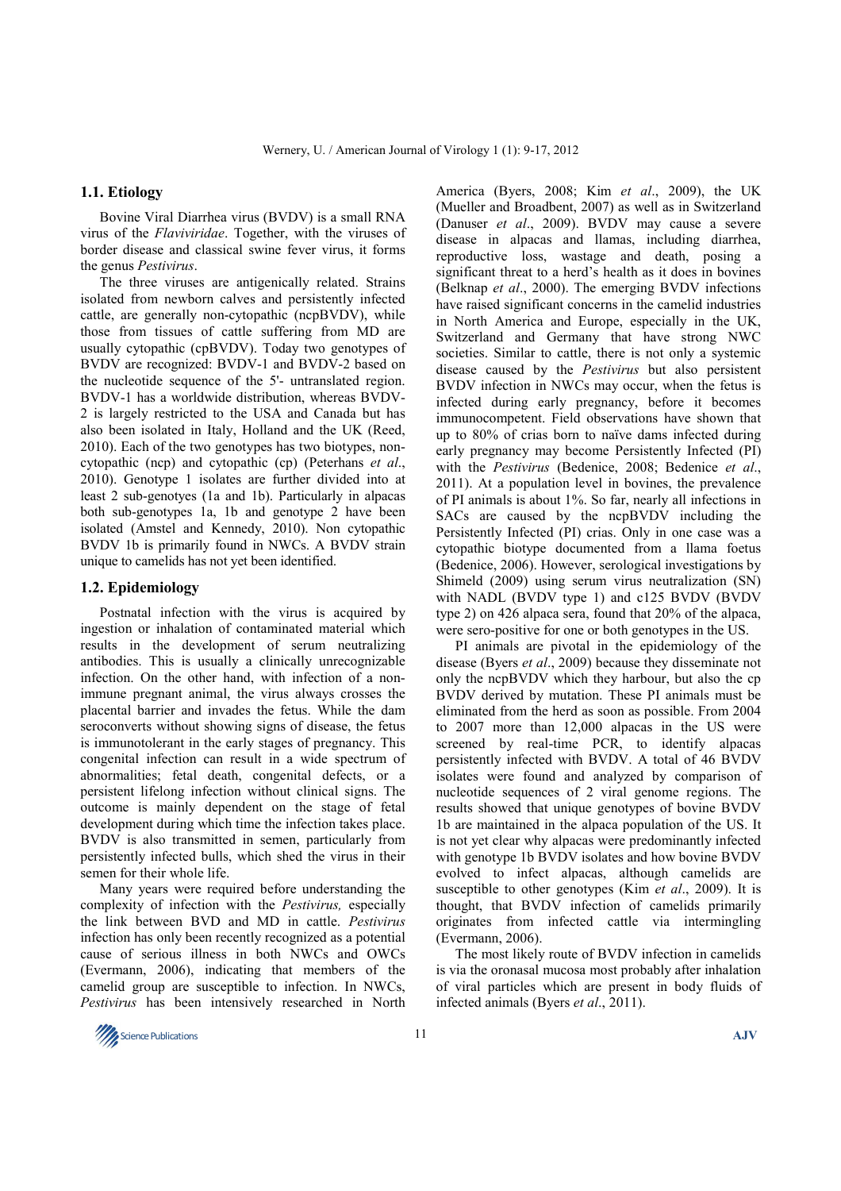### 1.1. Etiology

Bovine Viral Diarrhea virus (BVDV) is a small RNA virus of the *Flaviviridae*. Together, with the viruses of border disease and classical swine fever virus, it forms the genus *Pestivirus*.

The three viruses are antigenically related. Strains isolated from newborn calves and persistently infected cattle, are generally non-cytopathic (ncpBVDV), while those from tissues of cattle suffering from MD are usually cytopathic (cpBVDV). Today two genotypes of BVDV are recognized: BVDV-1 and BVDV-2 based on the nucleotide sequence of the 5'- untranslated region. BVDV-1 has a worldwide distribution, whereas BVDV-2 is largely restricted to the USA and Canada but has also been isolated in Italy, Holland and the UK (Reed, 2010). Each of the two genotypes has two biotypes, non-cytopathic (ncp) and cytopathic (cp) (Peterhans *et al*., 2010). Genotype 1 isolates are further divided into at least 2 sub-genotypes (1a and 1b). Particularly in alpacas both sub-genotypes 1a, 1b and genotype 2 have been isolated (Amstel and Kennedy, 2010). Non cytopathic BVDV 1b is primarily found in NWCs. A BVDV strain unique to camelids has not yet been identified.

### 1.2. Epidemiology

Postnatal infection with the virus is acquired by ingestion or inhalation of contaminated material which results in the development of serum neutralizing antibodies. This is usually a clinically unrecognizable infection. On the other hand, with infection of a non-immune pregnant animal, the virus always crosses the placental barrier and invades the fetus. While the dam seroconverts without showing signs of disease, the fetus is immunotolerant in the early stages of pregnancy. This congenital infection can result in a wide spectrum of abnormalities; fetal death, congenital defects, or a persistent lifelong infection without clinical signs. The outcome is mainly dependent on the stage of fetal development during which time the infection takes place. BVDV is also transmitted in semen, particularly from persistently infected bulls, which shed the virus in their semen for their whole life.

Many years were required before understanding the complexity of infection with the *Pestivirus,* especially the link between BVD and MD in cattle. *Pestivirus* infection has only been recently recognized as a potential cause of serious illness in both NWCs and OWCs (Evermann, 2006), indicating that members of the camelid group are susceptible to infection. In NWCs, *Pestivirus* has been intensively researched in North America (Byers, 2008; Kim *et al*., 2009), the UK (Mueller and Broadbent, 2007) as well as in Switzerland (Danuser *et al*., 2009). BVDV may cause a severe disease in alpacas and llamas, including diarrhea, reproductive loss, wastage and death, posing a significant threat to a herd's health as it does in bovines (Belknap *et al*., 2000). The emerging BVDV infections have raised significant concerns in the camelid industries in North America and Europe, especially in the UK, Switzerland and Germany that have strong NWC societies. Similar to cattle, there is not only a systemic disease caused by the *Pestivirus* but also persistent BVDV infection in NWCs may occur, when the fetus is infected during early pregnancy, before it becomes immunocompetent. Field observations have shown that up to 80% of crias born to naïve dams infected during early pregnancy may become Persistently Infected (PI) with the *Pestivirus* (Bedenice, 2008; Bedenice *et al*., 2011). At a population level in bovines, the prevalence of PI animals is about 1%. So far, nearly all infections in SACs are caused by the ncpBVDV including the Persistently Infected (PI) crias. Only in one case was a cytopathic biotype documented from a llama foetus (Bedenice, 2006). However, serological investigations by Shimeld (2009) using serum virus neutralization (SN) with NADL (BVDV type 1) and c125 BVDV (BVDV type 2) on 426 alpaca sera, found that 20% of the alpaca, were sero-positive for one or both genotypes in the US.

PI animals are pivotal in the epidemiology of the disease (Byers *et al*., 2009) because they disseminate not only the ncpBVDV which they harbour, but also the cp BVDV derived by mutation. These PI animals must be eliminated from the herd as soon as possible. From 2004 to 2007 more than 12,000 alpacas in the US were screened by real-time PCR, to identify alpacas persistently infected with BVDV. A total of 46 BVDV isolates were found and analyzed by comparison of nucleotide sequences of 2 viral genome regions. The results showed that unique genotypes of bovine BVDV 1b are maintained in the alpaca population of the US. It is not yet clear why alpacas were predominantly infected with genotype 1b BVDV isolates and how bovine BVDV evolved to infect alpacas, although camelids are susceptible to other genotypes (Kim *et al*., 2009). It is thought, that BVDV infection of camelids primarily originates from infected cattle via intermingling (Evermann, 2006).

The most likely route of BVDV infection in camelids is via the oronasal mucosa most probably after inhalation of viral particles which are present in body fluids of infected animals (Byers *et al*., 2011).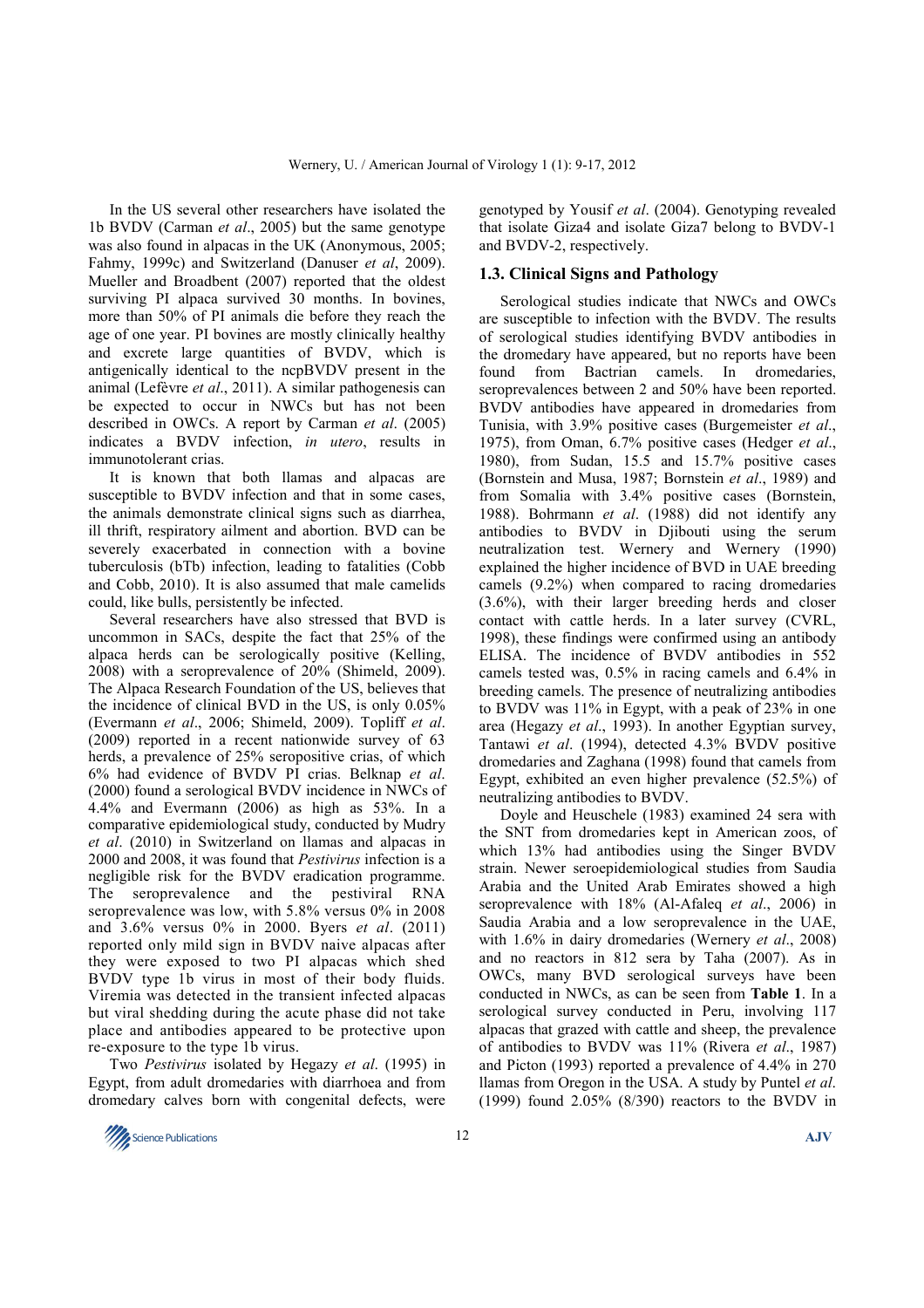In the US several other researchers have isolated the 1b BVDV (Carman *et al*., 2005) but the same genotype was also found in alpacas in the UK (Anonymous, 2005; Fahmy, 1999c) and Switzerland (Danuser *et al*, 2009). Mueller and Broadbent (2007) reported that the oldest surviving PI alpaca survived 30 months. In bovines, more than 50% of PI animals die before they reach the age of one year. PI bovines are mostly clinically healthy and excrete large quantities of BVDV, which is antigenically identical to the ncpBVDV present in the animal (Lefèvre *et al*., 2011). A similar pathogenesis can be expected to occur in NWCs but has not been described in OWCs. A report by Carman *et al*. (2005) indicates a BVDV infection, *in utero*, results in immunotolerant crias.

It is known that both llamas and alpacas are susceptible to BVDV infection and that in some cases, the animals demonstrate clinical signs such as diarrhea, ill thrift, respiratory ailment and abortion. BVD can be severely exacerbated in connection with a bovine tuberculosis (bTb) infection, leading to fatalities (Cobb and Cobb, 2010). It is also assumed that male camelids could, like bulls, persistently be infected.

Several researchers have also stressed that BVD is uncommon in SACs, despite the fact that 25% of the alpaca herds can be serologically positive (Kelling, 2008) with a seroprevalence of 20% (Shimeld, 2009). The Alpaca Research Foundation of the US, believes that the incidence of clinical BVD in the US, is only 0.05% (Evermann *et al*., 2006; Shimeld, 2009). Topliff *et al*. (2009) reported in a recent nationwide survey of 63 herds, a prevalence of 25% seropositive crias, of which 6% had evidence of BVDV PI crias. Belknap *et al*. (2000) found a serological BVDV incidence in NWCs of 4.4% and Evermann (2006) as high as 53%. In a comparative epidemiological study, conducted by Mudry *et al*. (2010) in Switzerland on llamas and alpacas in 2000 and 2008, it was found that *Pestivirus* infection is a negligible risk for the BVDV eradication programme. The seroprevalence and the pestiviral RNA seroprevalence was low, with 5.8% versus 0% in 2008 and 3.6% versus 0% in 2000. Byers *et al*. (2011) reported only mild sign in BVDV naive alpacas after they were exposed to two PI alpacas which shed BVDV type 1b virus in most of their body fluids. Viremia was detected in the transient infected alpacas but viral shedding during the acute phase did not take place and antibodies appeared to be protective upon re-exposure to the type 1b virus.

Two *Pestivirus* isolated by Hegazy *et al*. (1995) in Egypt, from adult dromedaries with diarrhoea and from dromedary calves born with congenital defects, were genotyped by Yousif *et al*. (2004). Genotyping revealed that isolate Giza4 and isolate Giza7 belong to BVDV-1 and BVDV-2, respectively.

## 1.3. Clinical Signs and Pathology

Serological studies indicate that NWCs and OWCs are susceptible to infection with the BVDV. The results of serological studies identifying BVDV antibodies in the dromedary have appeared, but no reports have been found from Bactrian camels. In dromedaries, seroprevalences between 2 and 50% have been reported. BVDV antibodies have appeared in dromedaries from Tunisia, with 3.9% positive cases (Burgemeister *et al*., 1975), from Oman, 6.7% positive cases (Hedger *et al*., 1980), from Sudan, 15.5 and 15.7% positive cases (Bornstein and Musa, 1987; Bornstein *et al*., 1989) and from Somalia with 3.4% positive cases (Bornstein, 1988). Bohrmann *et al*. (1988) did not identify any antibodies to BVDV in Djibouti using the serum neutralization test. Wernery and Wernery (1990) explained the higher incidence of BVD in UAE breeding camels (9.2%) when compared to racing dromedaries (3.6%), with their larger breeding herds and closer contact with cattle herds. In a later survey (CVRL, 1998), these findings were confirmed using an antibody ELISA. The incidence of BVDV antibodies in 552 camels tested was, 0.5% in racing camels and 6.4% in breeding camels. The presence of neutralizing antibodies to BVDV was 11% in Egypt, with a peak of 23% in one area (Hegazy *et al*., 1993). In another Egyptian survey, Tantawi *et al*. (1994), detected 4.3% BVDV positive dromedaries and Zaghana (1998) found that camels from Egypt, exhibited an even higher prevalence (52.5%) of neutralizing antibodies to BVDV.

Doyle and Heuschele (1983) examined 24 sera with the SNT from dromedaries kept in American zoos, of which 13% had antibodies using the Singer BVDV strain. Newer seroepidemiological studies from Saudia Arabia and the United Arab Emirates showed a high seroprevalence with 18% (Al-Afaleq *et al*., 2006) in Saudia Arabia and a low seroprevalence in the UAE, with 1.6% in dairy dromedaries (Wernery *et al*., 2008) and no reactors in 812 sera by Taha (2007). As in OWCs, many BVD serological surveys have been conducted in NWCs, as can be seen from **Table 1**. In a serological survey conducted in Peru, involving 117 alpacas that grazed with cattle and sheep, the prevalence of antibodies to BVDV was 11% (Rivera *et al*., 1987) and Picton (1993) reported a prevalence of 4.4% in 270 llamas from Oregon in the USA. A study by Puntel *et al*. (1999) found 2.05% (8/390) reactors to the BVDV in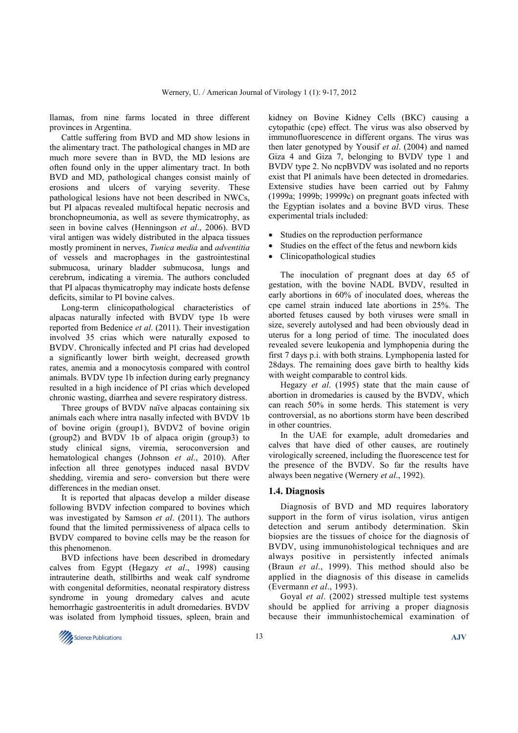llamas, from nine farms located in three different provinces in Argentina.

Cattle suffering from BVD and MD show lesions in the alimentary tract. The pathological changes in MD are much more severe than in BVD, the MD lesions are often found only in the upper alimentary tract. In both BVD and MD, pathological changes consist mainly of erosions and ulcers of varying severity. These pathological lesions have not been described in NWCs, but PI alpacas revealed multifocal hepatic necrosis and bronchopneumonia, as well as severe thymicatrophy, as seen in bovine calves (Henningson *et al*., 2006). BVD viral antigen was widely distributed in the alpaca tissues mostly prominent in nerves, *Tunica media* and *adventitia* of vessels and macrophages in the gastrointestinal submucosa, urinary bladder submucosa, lungs and cerebrum, indicating a viremia. The authors concluded that PI alpacas thymicatrophy may indicate hosts defense deficits, similar to PI bovine calves.

Long-term clinicopathological characteristics of alpacas naturally infected with BVDV type 1b were reported from Bedenice *et al*. (2011). Their investigation involved 35 crias which were naturally exposed to BVDV. Chronically infected and PI crias had developed a significantly lower birth weight, decreased growth rates, anemia and a monocytosis compared with control animals. BVDV type 1b infection during early pregnancy resulted in a high incidence of PI crias which developed chronic wasting, diarrhea and severe respiratory distress.

Three groups of BVDV naïve alpacas containing six animals each where intra nasally infected with BVDV 1b of bovine origin (group1), BVDV2 of bovine origin (group2) and BVDV 1b of alpaca origin (group3) to study clinical signs, viremia, seroconversion and hematological changes (Johnson *et al*., 2010). After infection all three genotypes induced nasal BVDV shedding, viremia and sero- conversion but there were differences in the median onset.

It is reported that alpacas develop a milder disease following BVDV infection compared to bovines which was investigated by Samson *et al*. (2011). The authors found that the limited permissiveness of alpaca cells to BVDV compared to bovine cells may be the reason for this phenomenon.

BVD infections have been described in dromedary calves from Egypt (Hegazy *et al*., 1998) causing intrauterine death, stillbirths and weak calf syndrome with congenital deformities, neonatal respiratory distress syndrome in young dromedary calves and acute hemorrhagic gastroenteritis in adult dromedaries. BVDV was isolated from lymphoid tissues, spleen, brain and kidney on Bovine Kidney Cells (BKC) causing a cytopathic (cpe) effect. The virus was also observed by immunofluorescence in different organs. The virus was then later genotyped by Yousif *et al*. (2004) and named Giza 4 and Giza 7, belonging to BVDV type 1 and BVDV type 2. No ncpBVDV was isolated and no reports exist that PI animals have been detected in dromedaries. Extensive studies have been carried out by Fahmy (1999a; 1999b; 19999c) on pregnant goats infected with the Egyptian isolates and a bovine BVD virus. These experimental trials included:

- Studies on the reproduction performance
- Studies on the effect of the fetus and newborn kids
- Clinicopathological studies

The inoculation of pregnant does at day 65 of gestation, with the bovine NADL BVDV, resulted in early abortions in 60% of inoculated does, whereas the cpe camel strain induced late abortions in 25%. The aborted fetuses caused by both viruses were small in size, severely autolysed and had been obviously dead in uterus for a long period of time. The inoculated does revealed severe leukopenia and lymphopenia during the first 7 days p.i. with both strains. Lymphopenia lasted for 28days. The remaining does gave birth to healthy kids with weight comparable to control kids.

Hegazy *et al*. (1995) state that the main cause of abortion in dromedaries is caused by the BVDV, which can reach 50% in some herds. This statement is very controversial, as no abortions storm have been described in other countries.

In the UAE for example, adult dromedaries and calves that have died of other causes, are routinely virologically screened, including the fluorescence test for the presence of the BVDV. So far the results have always been negative (Wernery *et al*., 1992).

## 1.4. Diagnosis

Diagnosis of BVD and MD requires laboratory support in the form of virus isolation, virus antigen detection and serum antibody determination. Skin biopsies are the tissues of choice for the diagnosis of BVDV, using immunohistological techniques and are always positive in persistently infected animals (Braun *et al*., 1999). This method should also be applied in the diagnosis of this disease in camelids (Evermann *et al*., 1993).

Goyal *et al*. (2002) stressed multiple test systems should be applied for arriving a proper diagnosis because their immunhistochemical examination of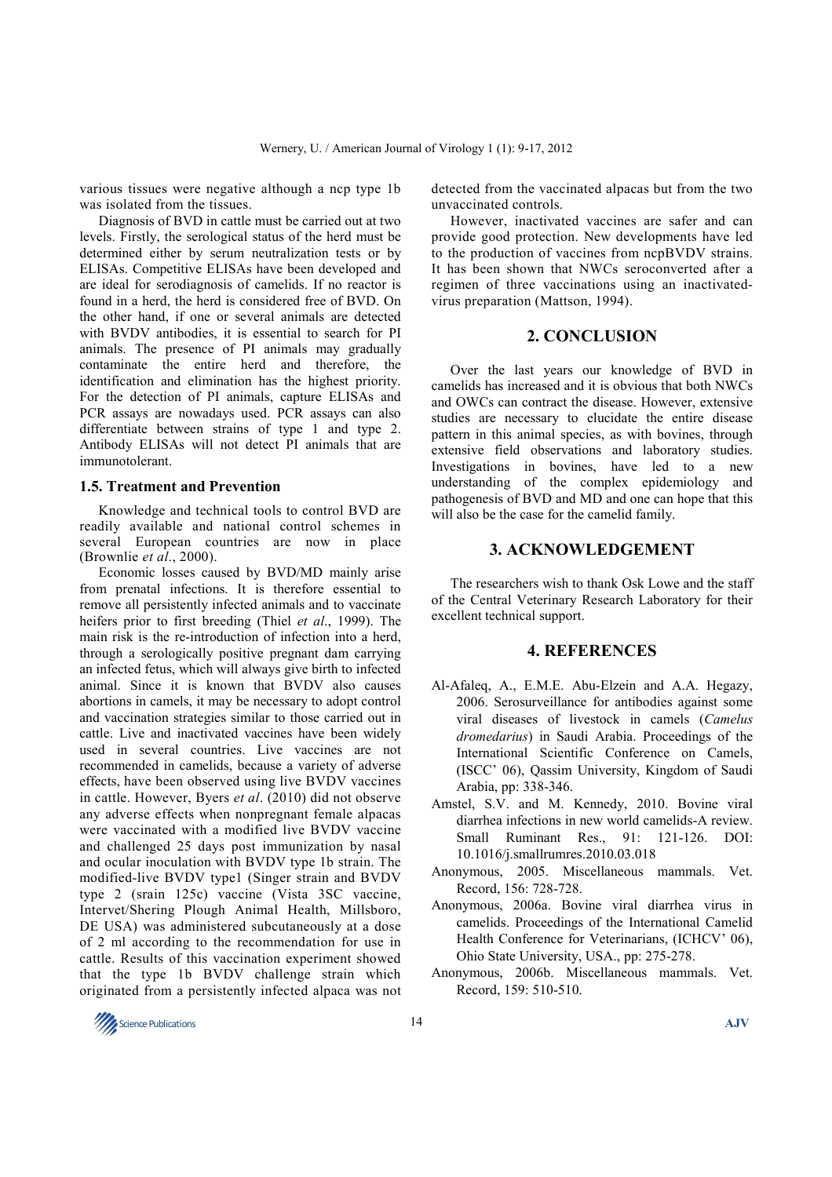various tissues were negative although a ncp type 1b was isolated from the tissues.

Diagnosis of BVD in cattle must be carried out at two levels. Firstly, the serological status of the herd must be determined either by serum neutralization tests or by ELISAs. Competitive ELISAs have been developed and are ideal for serodiagnosis of camelids. If no reactor is found in a herd, the herd is considered free of BVD. On the other hand, if one or several animals are detected with BVDV antibodies, it is essential to search for PI animals. The presence of PI animals may gradually contaminate the entire herd and therefore, the identification and elimination has the highest priority. For the detection of PI animals, capture ELISAs and PCR assays are nowadays used. PCR assays can also differentiate between strains of type 1 and type 2. Antibody ELISAs will not detect PI animals that are immunotolerant.

### 1.5. Treatment and Prevention

Knowledge and technical tools to control BVD are readily available and national control schemes in several European countries are now in place (Brownlie *et al*., 2000).

Economic losses caused by BVD/MD mainly arise from prenatal infections. It is therefore essential to remove all persistently infected animals and to vaccinate heifers prior to first breeding (Thiel *et al*., 1999). The main risk is the re-introduction of infection into a herd, through a serologically positive pregnant dam carrying an infected fetus, which will always give birth to infected animal. Since it is known that BVDV also causes abortions in camels, it may be necessary to adopt control and vaccination strategies similar to those carried out in cattle. Live and inactivated vaccines have been widely used in several countries. Live vaccines are not recommended in camelids, because a variety of adverse effects, have been observed using live BVDV vaccines in cattle. However, Byers *et al*. (2010) did not observe any adverse effects when nonpregnant female alpacas were vaccinated with a modified live BVDV vaccine and challenged 25 days post immunization by nasal and ocular inoculation with BVDV type 1b strain. The modified-live BVDV type1 (Singer strain and BVDV type 2 (srain 125c) vaccine (Vista 3SC vaccine, Intervet/Shering Plough Animal Health, Millsboro, DE USA) was administered subcutaneously at a dose of 2 ml according to the recommendation for use in cattle. Results of this vaccination experiment showed that the type 1b BVDV challenge strain which originated from a persistently infected alpaca was not detected from the vaccinated alpacas but from the two unvaccinated controls.

However, inactivated vaccines are safer and can provide good protection. New developments have led to the production of vaccines from ncpBVDV strains. It has been shown that NWCs seroconverted after a regimen of three vaccinations using an inactivated-virus preparation (Mattson, 1994).

## 2. CONCLUSION

Over the last years our knowledge of BVD in camelids has increased and it is obvious that both NWCs and OWCs can contract the disease. However, extensive studies are necessary to elucidate the entire disease pattern in this animal species, as with bovines, through extensive field observations and laboratory studies. Investigations in bovines, have led to a new understanding of the complex epidemiology and pathogenesis of BVD and MD and one can hope that this will also be the case for the camelid family.

## 3. ACKNOWLEDGEMENT

The researchers wish to thank Osk Lowe and the staff of the Central Veterinary Research Laboratory for their excellent technical support.

## 4. REFERENCES

Al-Afaleq, A., E.M.E. Abu-Elzein and A.A. Hegazy, 2006. Serosurveillance for antibodies against some viral diseases of livestock in camels (*Camelus dromedarius*) in Saudi Arabia. Proceedings of the International Scientific Conference on Camels, (ISCC' 06), Qassim University, Kingdom of Saudi Arabia, pp: 338-346.

Amstel, S.V. and M. Kennedy, 2010. Bovine viral diarrhea infections in new world camelids-A review. Small Ruminant Res., 91: 121-126. DOI: 10.1016/j.smallrumres.2010.03.018

Anonymous, 2005. Miscellaneous mammals. Vet. Record, 156: 728-728.

Anonymous, 2006a. Bovine viral diarrhea virus in camelids. Proceedings of the International Camelid Health Conference for Veterinarians, (ICHCV' 06), Ohio State University, USA., pp: 275-278.

Anonymous, 2006b. Miscellaneous mammals. Vet. Record, 159: 510-510.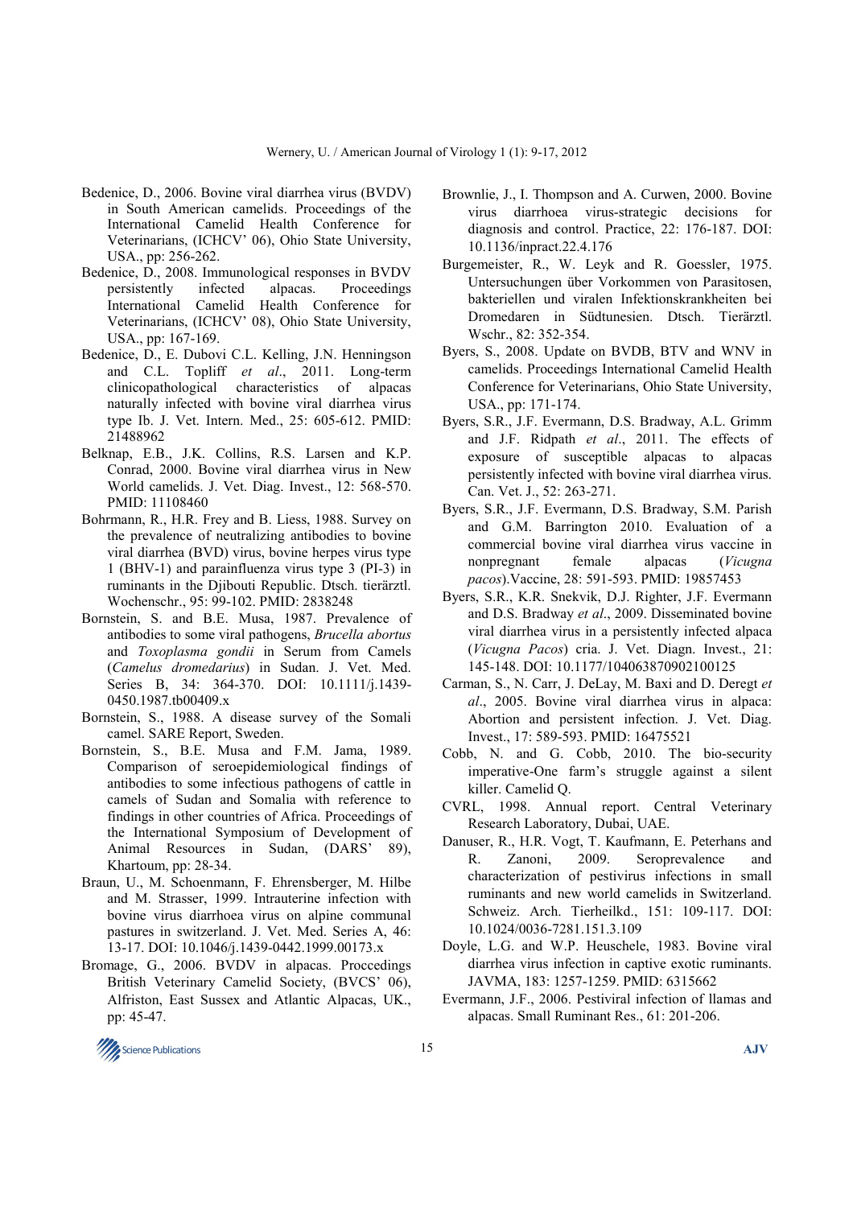Bedenice, D., 2006. Bovine viral diarrhea virus (BVDV) in South American camelids. Proceedings of the International Camelid Health Conference for Veterinarians, (ICHCV' 06), Ohio State University, USA., pp: 256-262.

Bedenice, D., 2008. Immunological responses in BVDV persistently infected alpacas. Proceedings International Camelid Health Conference for Veterinarians, (ICHCV' 08), Ohio State University, USA., pp: 167-169.

Bedenice, D., E. Dubovi C.L. Kelling, J.N. Henningson and C.L. Topliff *et al*., 2011. Long-term clinicopathological characteristics of alpacas naturally infected with bovine viral diarrhea virus type Ib. J. Vet. Intern. Med., 25: 605-612. PMID: 21488962

Belknap, E.B., J.K. Collins, R.S. Larsen and K.P. Conrad, 2000. Bovine viral diarrhea virus in New World camelids. J. Vet. Diag. Invest., 12: 568-570. PMID: 11108460

Bohrmann, R., H.R. Frey and B. Liess, 1988. Survey on the prevalence of neutralizing antibodies to bovine viral diarrhea (BVD) virus, bovine herpes virus type 1 (BHV-1) and parainfluenza virus type 3 (PI-3) in ruminants in the Djibouti Republic. Dtsch. tierärztl. Wochenschr., 95: 99-102. PMID: 2838248

Bornstein, S. and B.E. Musa, 1987. Prevalence of antibodies to some viral pathogens, *Brucella abortus* and *Toxoplasma gondii* in Serum from Camels (*Camelus dromedarius*) in Sudan. J. Vet. Med. Series B, 34: 364-370. DOI: 10.1111/j.1439-0450.1987.tb00409.x

Bornstein, S., 1988. A disease survey of the Somali camel. SARE Report, Sweden.

Bornstein, S., B.E. Musa and F.M. Jama, 1989. Comparison of seroepidemiological findings of antibodies to some infectious pathogens of cattle in camels of Sudan and Somalia with reference to findings in other countries of Africa. Proceedings of the International Symposium of Development of Animal Resources in Sudan, (DARS' 89), Khartoum, pp: 28-34.

Braun, U., M. Schoenmann, F. Ehrensberger, M. Hilbe and M. Strasser, 1999. Intrauterine infection with bovine virus diarrhoea virus on alpine communal pastures in switzerland. J. Vet. Med. Series A, 46: 13-17. DOI: 10.1046/j.1439-0442.1999.00173.x

Bromage, G., 2006. BVDV in alpacas. Proccedings British Veterinary Camelid Society, (BVCS' 06), Alfriston, East Sussex and Atlantic Alpacas, UK., pp: 45-47.

Brownlie, J., I. Thompson and A. Curwen, 2000. Bovine virus diarrhoea virus-strategic decisions for diagnosis and control. Practice, 22: 176-187. DOI: 10.1136/inpract.22.4.176

Burgemeister, R., W. Leyk and R. Goessler, 1975. Untersuchungen über Vorkommen von Parasitosen, bakteriellen und viralen Infektionskrankheiten bei Dromedaren in Südtunesien. Dtsch. Tierärztl. Wschr., 82: 352-354.

Byers, S., 2008. Update on BVDB, BTV and WNV in camelids. Proceedings International Camelid Health Conference for Veterinarians, Ohio State University, USA., pp: 171-174.

Byers, S.R., J.F. Evermann, D.S. Bradway, A.L. Grimm and J.F. Ridpath *et al*., 2011. The effects of exposure of susceptible alpacas to alpacas persistently infected with bovine viral diarrhea virus. Can. Vet. J., 52: 263-271.

Byers, S.R., J.F. Evermann, D.S. Bradway, S.M. Parish and G.M. Barrington 2010. Evaluation of a commercial bovine viral diarrhea virus vaccine in nonpregnant female alpacas (*Vicugna pacos*).Vaccine, 28: 591-593. PMID: 19857453

Byers, S.R., K.R. Snekvik, D.J. Righter, J.F. Evermann and D.S. Bradway *et al*., 2009. Disseminated bovine viral diarrhea virus in a persistently infected alpaca (*Vicugna Pacos*) cria. J. Vet. Diagn. Invest., 21: 145-148. DOI: 10.1177/104063870902100125

Carman, S., N. Carr, J. DeLay, M. Baxi and D. Deregt *et al*., 2005. Bovine viral diarrhea virus in alpaca: Abortion and persistent infection. J. Vet. Diag. Invest., 17: 589-593. PMID: 16475521

Cobb, N. and G. Cobb, 2010. The bio-security imperative-One farm's struggle against a silent killer. Camelid Q.

CVRL, 1998. Annual report. Central Veterinary Research Laboratory, Dubai, UAE.

Danuser, R., H.R. Vogt, T. Kaufmann, E. Peterhans and R. Zanoni, 2009. Seroprevalence and characterization of pestivirus infections in small ruminants and new world camelids in Switzerland. Schweiz. Arch. Tierheilkd., 151: 109-117. DOI: 10.1024/0036-7281.151.3.109

Doyle, L.G. and W.P. Heuschele, 1983. Bovine viral diarrhea virus infection in captive exotic ruminants. JAVMA, 183: 1257-1259. PMID: 6315662

Evermann, J.F., 2006. Pestiviral infection of llamas and alpacas. Small Ruminant Res., 61: 201-206.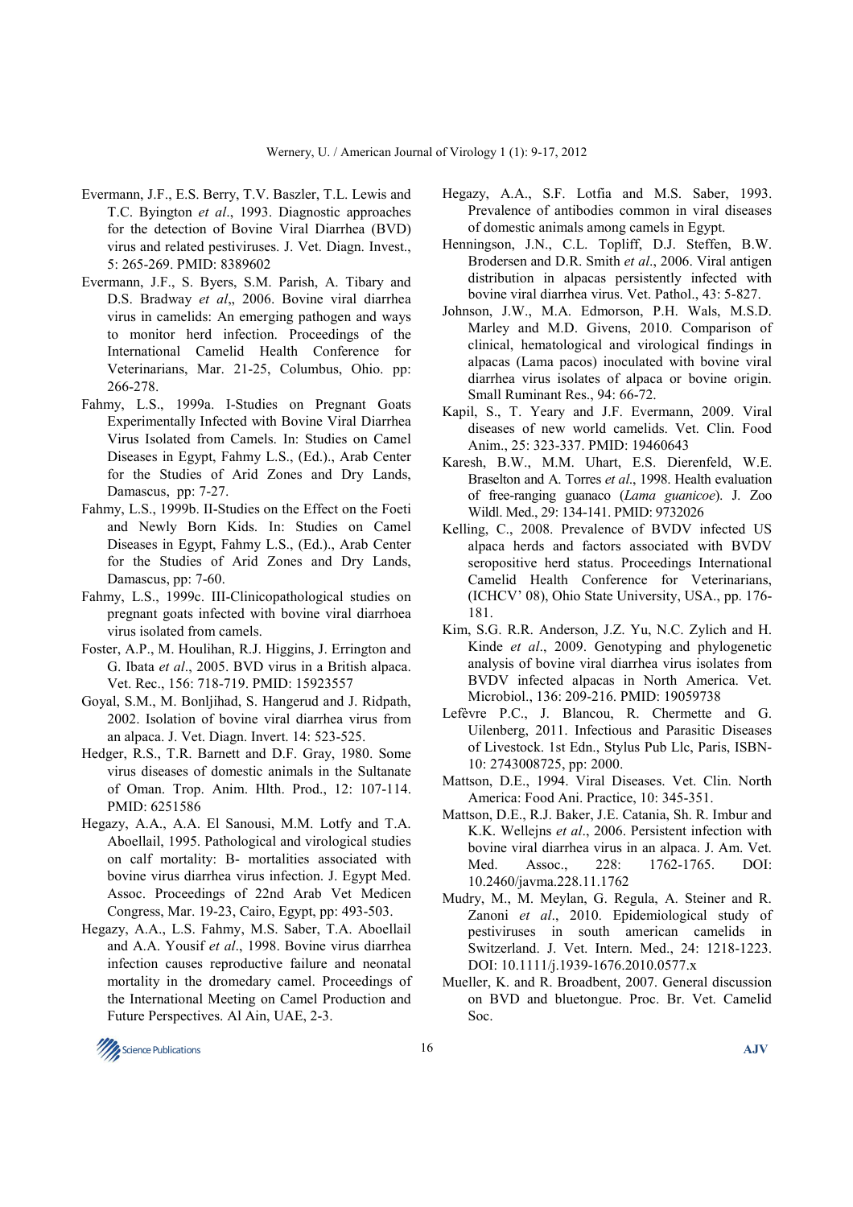Evermann, J.F., E.S. Berry, T.V. Baszler, T.L. Lewis and T.C. Byington *et al*., 1993. Diagnostic approaches for the detection of Bovine Viral Diarrhea (BVD) virus and related pestiviruses. J. Vet. Diagn. Invest., 5: 265-269. PMID: 8389602

Evermann, J.F., S. Byers, S.M. Parish, A. Tibary and D.S. Bradway *et al*,, 2006. Bovine viral diarrhea virus in camelids: An emerging pathogen and ways to monitor herd infection. Proceedings of the International Camelid Health Conference for Veterinarians, Mar. 21-25, Columbus, Ohio. pp: 266-278.

Fahmy, L.S., 1999a. I-Studies on Pregnant Goats Experimentally Infected with Bovine Viral Diarrhea Virus Isolated from Camels. In: Studies on Camel Diseases in Egypt, Fahmy L.S., (Ed.)., Arab Center for the Studies of Arid Zones and Dry Lands, Damascus, pp: 7-27.

Fahmy, L.S., 1999b. II-Studies on the Effect on the Foeti and Newly Born Kids. In: Studies on Camel Diseases in Egypt, Fahmy L.S., (Ed.)., Arab Center for the Studies of Arid Zones and Dry Lands, Damascus, pp: 7-60.

Fahmy, L.S., 1999c. III-Clinicopathological studies on pregnant goats infected with bovine viral diarrhoea virus isolated from camels.

Foster, A.P., M. Houlihan, R.J. Higgins, J. Errington and G. Ibata *et al*., 2005. BVD virus in a British alpaca. Vet. Rec., 156: 718-719. PMID: 15923557

Goyal, S.M., M. Bonljihad, S. Hangerud and J. Ridpath, 2002. Isolation of bovine viral diarrhea virus from an alpaca. J. Vet. Diagn. Invert. 14: 523-525.

Hedger, R.S., T.R. Barnett and D.F. Gray, 1980. Some virus diseases of domestic animals in the Sultanate of Oman. Trop. Anim. Hlth. Prod., 12: 107-114. PMID: 6251586

Hegazy, A.A., A.A. El Sanousi, M.M. Lotfy and T.A. Aboellail, 1995. Pathological and virological studies on calf mortality: B- mortalities associated with bovine virus diarrhea virus infection. J. Egypt Med. Assoc. Proceedings of 22nd Arab Vet Medicen Congress, Mar. 19-23, Cairo, Egypt, pp: 493-503.

Hegazy, A.A., L.S. Fahmy, M.S. Saber, T.A. Aboellail and A.A. Yousif *et al*., 1998. Bovine virus diarrhea infection causes reproductive failure and neonatal mortality in the dromedary camel. Proceedings of the International Meeting on Camel Production and Future Perspectives. Al Ain, UAE, 2-3.

Hegazy, A.A., S.F. Lotfia and M.S. Saber, 1993. Prevalence of antibodies common in viral diseases of domestic animals among camels in Egypt.

Henningson, J.N., C.L. Topliff, D.J. Steffen, B.W. Brodersen and D.R. Smith *et al*., 2006. Viral antigen distribution in alpacas persistently infected with bovine viral diarrhea virus. Vet. Pathol., 43: 5-827.

Johnson, J.W., M.A. Edmorson, P.H. Wals, M.S.D. Marley and M.D. Givens, 2010. Comparison of clinical, hematological and virological findings in alpacas (Lama pacos) inoculated with bovine viral diarrhea virus isolates of alpaca or bovine origin. Small Ruminant Res., 94: 66-72.

Kapil, S., T. Yeary and J.F. Evermann, 2009. Viral diseases of new world camelids. Vet. Clin. Food Anim., 25: 323-337. PMID: 19460643

Karesh, B.W., M.M. Uhart, E.S. Dierenfeld, W.E. Braselton and A. Torres *et al*., 1998. Health evaluation of free-ranging guanaco (*Lama guanicoe*). J. Zoo Wildl. Med., 29: 134-141. PMID: 9732026

Kelling, C., 2008. Prevalence of BVDV infected US alpaca herds and factors associated with BVDV seropositive herd status. Proceedings International Camelid Health Conference for Veterinarians, (ICHCV' 08), Ohio State University, USA., pp. 176-181.

Kim, S.G. R.R. Anderson, J.Z. Yu, N.C. Zylich and H. Kinde *et al*., 2009. Genotyping and phylogenetic analysis of bovine viral diarrhea virus isolates from BVDV infected alpacas in North America. Vet. Microbiol., 136: 209-216. PMID: 19059738

Lefèvre P.C., J. Blancou, R. Chermette and G. Uilenberg, 2011. Infectious and Parasitic Diseases of Livestock. 1st Edn., Stylus Pub Llc, Paris, ISBN-10: 2743008725, pp: 2000.

Mattson, D.E., 1994. Viral Diseases. Vet. Clin. North America: Food Ani. Practice, 10: 345-351.

Mattson, D.E., R.J. Baker, J.E. Catania, Sh. R. Imbur and K.K. Wellejns *et al*., 2006. Persistent infection with bovine viral diarrhea virus in an alpaca. J. Am. Vet. Med. Assoc., 228: 1762-1765. DOI: 10.2460/javma.228.11.1762

Mudry, M., M. Meylan, G. Regula, A. Steiner and R. Zanoni *et al*., 2010. Epidemiological study of pestiviruses in south american camelids in Switzerland. J. Vet. Intern. Med., 24: 1218-1223. DOI: 10.1111/j.1939-1676.2010.0577.x

Mueller, K. and R. Broadbent, 2007. General discussion on BVD and bluetongue. Proc. Br. Vet. Camelid Soc.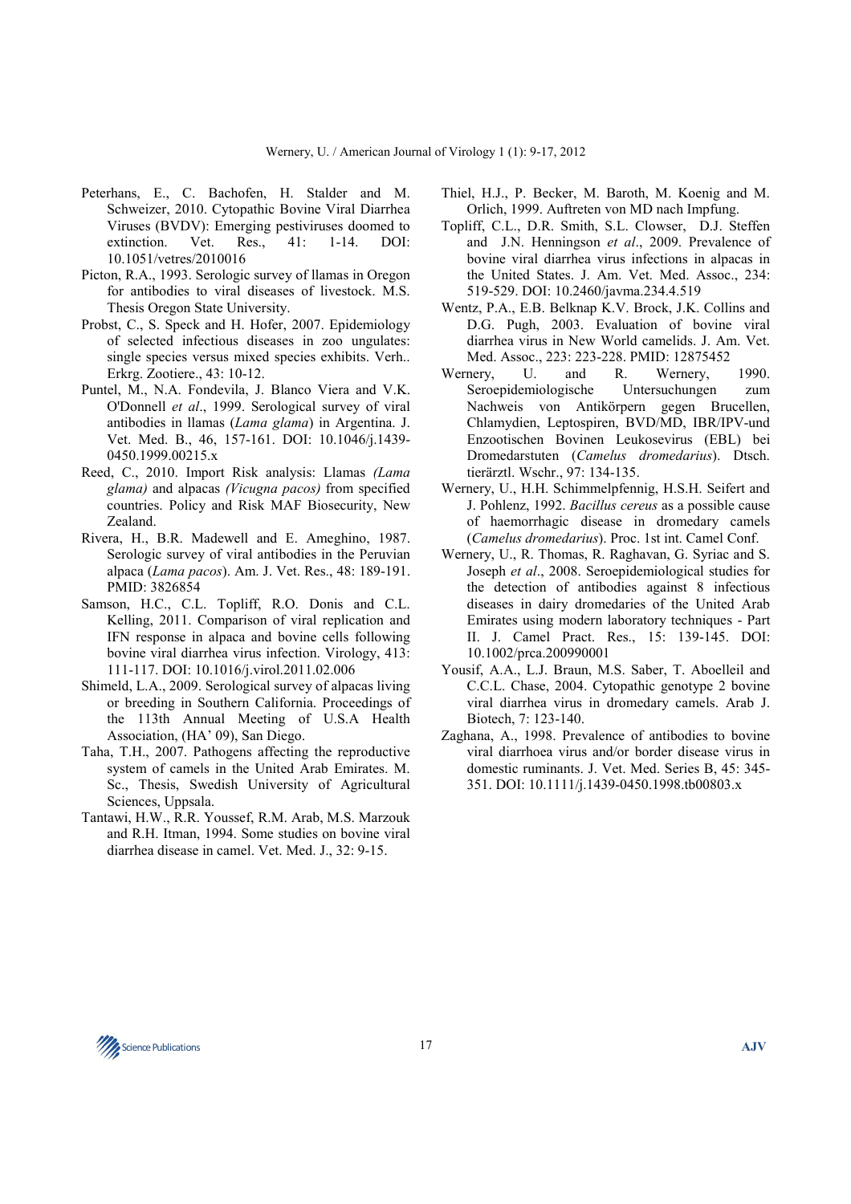Peterhans, E., C. Bachofen, H. Stalder and M. Schweizer, 2010. Cytopathic Bovine Viral Diarrhea Viruses (BVDV): Emerging pestiviruses doomed to extinction. Vet. Res., 41: 1-14. DOI: 10.1051/vetres/2010016

Picton, R.A., 1993. Serologic survey of llamas in Oregon for antibodies to viral diseases of livestock. M.S. Thesis Oregon State University.

Probst, C., S. Speck and H. Hofer, 2007. Epidemiology of selected infectious diseases in zoo ungulates: single species versus mixed species exhibits. Verh.. Erkrg. Zootiere., 43: 10-12.

Puntel, M., N.A. Fondevila, J. Blanco Viera and V.K. O'Donnell *et al*., 1999. Serological survey of viral antibodies in llamas (*Lama glama*) in Argentina. J. Vet. Med. B., 46, 157-161. DOI: 10.1046/j.1439-0450.1999.00215.x

Reed, C., 2010. Import Risk analysis: Llamas *(Lama glama)* and alpacas *(Vicugna pacos)* from specified countries. Policy and Risk MAF Biosecurity, New Zealand.

Rivera, H., B.R. Madewell and E. Ameghino, 1987. Serologic survey of viral antibodies in the Peruvian alpaca (*Lama pacos*). Am. J. Vet. Res., 48: 189-191. PMID: 3826854

Samson, H.C., C.L. Topliff, R.O. Donis and C.L. Kelling, 2011. Comparison of viral replication and IFN response in alpaca and bovine cells following bovine viral diarrhea virus infection. Virology, 413: 111-117. DOI: 10.1016/j.virol.2011.02.006

Shimeld, L.A., 2009. Serological survey of alpacas living or breeding in Southern California. Proceedings of the 113th Annual Meeting of U.S.A Health Association, (HA' 09), San Diego.

Taha, T.H., 2007. Pathogens affecting the reproductive system of camels in the United Arab Emirates. M. Sc., Thesis, Swedish University of Agricultural Sciences, Uppsala.

Tantawi, H.W., R.R. Youssef, R.M. Arab, M.S. Marzouk and R.H. Itman, 1994. Some studies on bovine viral diarrhea disease in camel. Vet. Med. J., 32: 9-15.

Thiel, H.J., P. Becker, M. Baroth, M. Koenig and M. Orlich, 1999. Auftreten von MD nach Impfung.

Topliff, C.L., D.R. Smith, S.L. Clowser, D.J. Steffen and J.N. Henningson *et al*., 2009. Prevalence of bovine viral diarrhea virus infections in alpacas in the United States. J. Am. Vet. Med. Assoc., 234: 519-529. DOI: 10.2460/javma.234.4.519

Wentz, P.A., E.B. Belknap K.V. Brock, J.K. Collins and D.G. Pugh, 2003. Evaluation of bovine viral diarrhea virus in New World camelids. J. Am. Vet. Med. Assoc., 223: 223-228. PMID: 12875452

Wernery, U. and R. Wernery, 1990. Seroepidemiologische Untersuchungen zum Nachweis von Antikörpern gegen Brucellen, Chlamydien, Leptospiren, BVD/MD, IBR/IPV-und Enzootischen Bovinen Leukosevirus (EBL) bei Dromedarstuten (*Camelus dromedarius*). Dtsch. tierärztl. Wschr., 97: 134-135.

Wernery, U., H.H. Schimmelpfennig, H.S.H. Seifert and J. Pohlenz, 1992. *Bacillus cereus* as a possible cause of haemorrhagic disease in dromedary camels (*Camelus dromedarius*). Proc. 1st int. Camel Conf.

Wernery, U., R. Thomas, R. Raghavan, G. Syriac and S. Joseph *et al*., 2008. Seroepidemiological studies for the detection of antibodies against 8 infectious diseases in dairy dromedaries of the United Arab Emirates using modern laboratory techniques - Part II. J. Camel Pract. Res., 15: 139-145. DOI: 10.1002/prca.200990001

Yousif, A.A., L.J. Braun, M.S. Saber, T. Aboelleil and C.C.L. Chase, 2004. Cytopathic genotype 2 bovine viral diarrhea virus in dromedary camels. Arab J. Biotech, 7: 123-140.

Zaghana, A., 1998. Prevalence of antibodies to bovine viral diarrhoea virus and/or border disease virus in domestic ruminants. J. Vet. Med. Series B, 45: 345-351. DOI: 10.1111/j.1439-0450.1998.tb00803.x